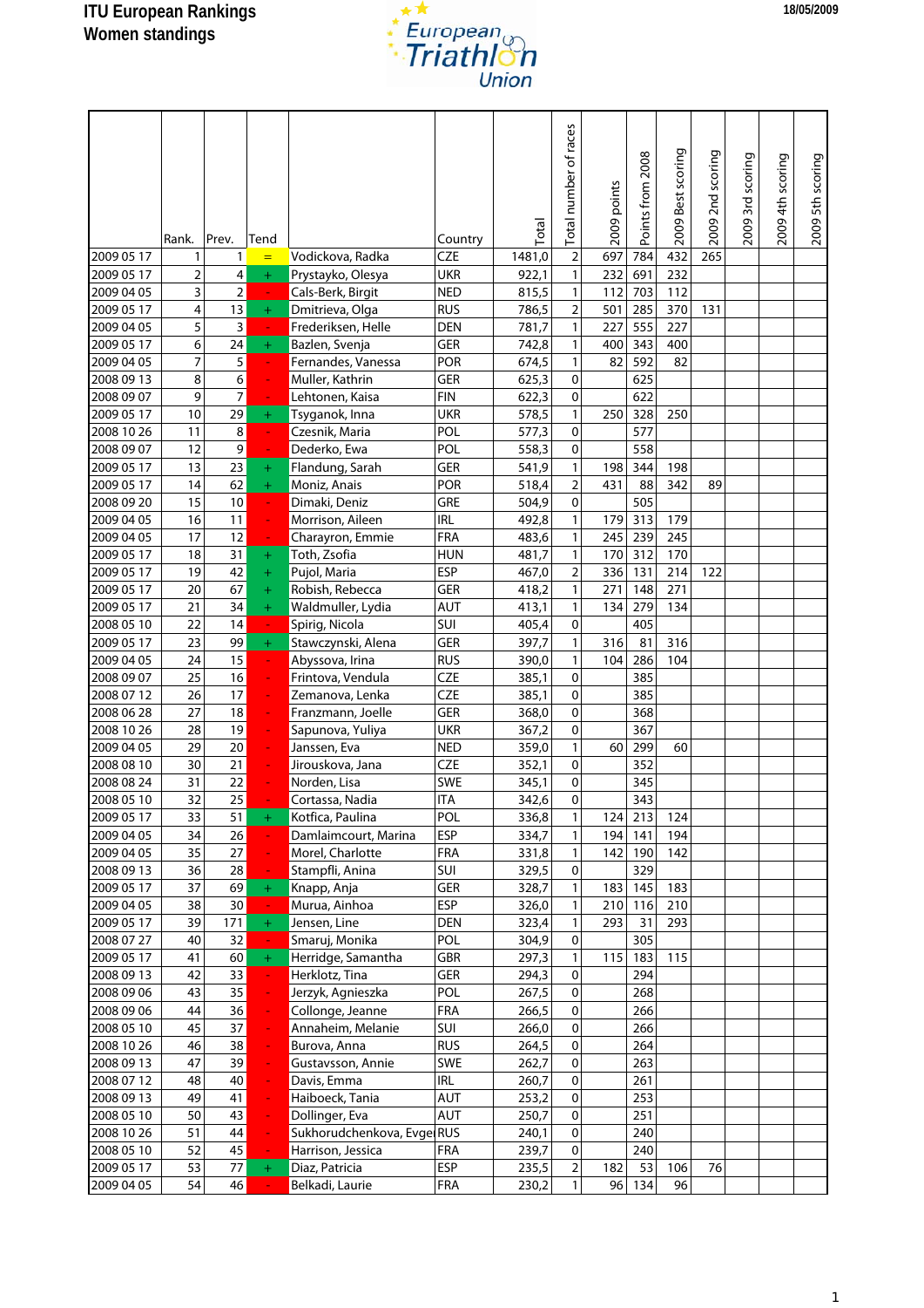# ITU European Rankings

## Women standings

18/05/2009

| | Rank. | Prev. | Tend | | Country | Total | Total number of races | 2009 points | Points from 2008 | 2009 Best scoring | 2009 2nd scoring | 2009 3rd scoring | 2009 4th scoring | 2009 5th scoring |
|---|---|---|---|---|---|---|---|---|---|---|---|---|---|---|
| 2009 05 17 | 1 | 1 | = | Vodickova, Radka | CZE | 1481,0 | 2 | 697 | 784 | 432 | 265 | | | |
| 2009 05 17 | 2 | 4 | + | Prystayko, Olesya | UKR | 922,1 | 1 | 232 | 691 | 232 | | | | |
| 2009 04 05 | 3 | 2 | - | Cals-Berk, Birgit | NED | 815,5 | 1 | 112 | 703 | 112 | | | | |
| 2009 05 17 | 4 | 13 | + | Dmitrieva, Olga | RUS | 786,5 | 2 | 501 | 285 | 370 | 131 | | | |
| 2009 04 05 | 5 | 3 | - | Frederiksen, Helle | DEN | 781,7 | 1 | 227 | 555 | 227 | | | | |
| 2009 05 17 | 6 | 24 | + | Bazlen, Svenja | GER | 742,8 | 1 | 400 | 343 | 400 | | | | |
| 2009 04 05 | 7 | 5 | - | Fernandes, Vanessa | POR | 674,5 | 1 | 82 | 592 | 82 | | | | |
| 2008 09 13 | 8 | 6 | - | Muller, Kathrin | GER | 625,3 | 0 | | 625 | | | | | |
| 2008 09 07 | 9 | 7 | - | Lehtonen, Kaisa | FIN | 622,3 | 0 | | 622 | | | | | |
| 2009 05 17 | 10 | 29 | + | Tsyganok, Inna | UKR | 578,5 | 1 | 250 | 328 | 250 | | | | |
| 2008 10 26 | 11 | 8 | - | Czesnik, Maria | POL | 577,3 | 0 | | 577 | | | | | |
| 2008 09 07 | 12 | 9 | - | Dederko, Ewa | POL | 558,3 | 0 | | 558 | | | | | |
| 2009 05 17 | 13 | 23 | + | Flandung, Sarah | GER | 541,9 | 1 | 198 | 344 | 198 | | | | |
| 2009 05 17 | 14 | 62 | + | Moniz, Anais | POR | 518,4 | 2 | 431 | 88 | 342 | 89 | | | |
| 2008 09 20 | 15 | 10 | - | Dimaki, Deniz | GRE | 504,9 | 0 | | 505 | | | | | |
| 2009 04 05 | 16 | 11 | - | Morrison, Aileen | IRL | 492,8 | 1 | 179 | 313 | 179 | | | | |
| 2009 04 05 | 17 | 12 | - | Charayron, Emmie | FRA | 483,6 | 1 | 245 | 239 | 245 | | | | |
| 2009 05 17 | 18 | 31 | + | Toth, Zsofia | HUN | 481,7 | 1 | 170 | 312 | 170 | | | | |
| 2009 05 17 | 19 | 42 | + | Pujol, Maria | ESP | 467,0 | 2 | 336 | 131 | 214 | 122 | | | |
| 2009 05 17 | 20 | 67 | + | Robish, Rebecca | GER | 418,2 | 1 | 271 | 148 | 271 | | | | |
| 2009 05 17 | 21 | 34 | + | Waldmuller, Lydia | AUT | 413,1 | 1 | 134 | 279 | 134 | | | | |
| 2008 05 10 | 22 | 14 | - | Spirig, Nicola | SUI | 405,4 | 0 | | 405 | | | | | |
| 2009 05 17 | 23 | 99 | + | Stawczynski, Alena | GER | 397,7 | 1 | 316 | 81 | 316 | | | | |
| 2009 04 05 | 24 | 15 | - | Abyssova, Irina | RUS | 390,0 | 1 | 104 | 286 | 104 | | | | |
| 2008 09 07 | 25 | 16 | - | Frintova, Vendula | CZE | 385,1 | 0 | | 385 | | | | | |
| 2008 07 12 | 26 | 17 | - | Zemanova, Lenka | CZE | 385,1 | 0 | | 385 | | | | | |
| 2008 06 28 | 27 | 18 | - | Franzmann, Joelle | GER | 368,0 | 0 | | 368 | | | | | |
| 2008 10 26 | 28 | 19 | - | Sapunova, Yuliya | UKR | 367,2 | 0 | | 367 | | | | | |
| 2009 04 05 | 29 | 20 | - | Janssen, Eva | NED | 359,0 | 1 | 60 | 299 | 60 | | | | |
| 2008 08 10 | 30 | 21 | - | Jirouskova, Jana | CZE | 352,1 | 0 | | 352 | | | | | |
| 2008 08 24 | 31 | 22 | - | Norden, Lisa | SWE | 345,1 | 0 | | 345 | | | | | |
| 2008 05 10 | 32 | 25 | - | Cortassa, Nadia | ITA | 342,6 | 0 | | 343 | | | | | |
| 2009 05 17 | 33 | 51 | + | Kotfica, Paulina | POL | 336,8 | 1 | 124 | 213 | 124 | | | | |
| 2009 04 05 | 34 | 26 | - | Damlaimcourt, Marina | ESP | 334,7 | 1 | 194 | 141 | 194 | | | | |
| 2009 04 05 | 35 | 27 | - | Morel, Charlotte | FRA | 331,8 | 1 | 142 | 190 | 142 | | | | |
| 2008 09 13 | 36 | 28 | - | Stampfli, Anina | SUI | 329,5 | 0 | | 329 | | | | | |
| 2009 05 17 | 37 | 69 | + | Knapp, Anja | GER | 328,7 | 1 | 183 | 145 | 183 | | | | |
| 2009 04 05 | 38 | 30 | - | Murua, Ainhoa | ESP | 326,0 | 1 | 210 | 116 | 210 | | | | |
| 2009 05 17 | 39 | 171 | + | Jensen, Line | DEN | 323,4 | 1 | 293 | 31 | 293 | | | | |
| 2008 07 27 | 40 | 32 | - | Smaruj, Monika | POL | 304,9 | 0 | | 305 | | | | | |
| 2009 05 17 | 41 | 60 | + | Herridge, Samantha | GBR | 297,3 | 1 | 115 | 183 | 115 | | | | |
| 2008 09 13 | 42 | 33 | - | Herklotz, Tina | GER | 294,3 | 0 | | 294 | | | | | |
| 2008 09 06 | 43 | 35 | - | Jerzyk, Agnieszka | POL | 267,5 | 0 | | 268 | | | | | |
| 2008 09 06 | 44 | 36 | - | Collonge, Jeanne | FRA | 266,5 | 0 | | 266 | | | | | |
| 2008 05 10 | 45 | 37 | - | Annaheim, Melanie | SUI | 266,0 | 0 | | 266 | | | | | |
| 2008 10 26 | 46 | 38 | - | Burova, Anna | RUS | 264,5 | 0 | | 264 | | | | | |
| 2008 09 13 | 47 | 39 | - | Gustavsson, Annie | SWE | 262,7 | 0 | | 263 | | | | | |
| 2008 07 12 | 48 | 40 | - | Davis, Emma | IRL | 260,7 | 0 | | 261 | | | | | |
| 2008 09 13 | 49 | 41 | - | Haiboeck, Tania | AUT | 253,2 | 0 | | 253 | | | | | |
| 2008 05 10 | 50 | 43 | - | Dollinger, Eva | AUT | 250,7 | 0 | | 251 | | | | | |
| 2008 10 26 | 51 | 44 | - | Sukhorudchenkova, Evge | RUS | 240,1 | 0 | | 240 | | | | | |
| 2008 05 10 | 52 | 45 | - | Harrison, Jessica | FRA | 239,7 | 0 | | 240 | | | | | |
| 2009 05 17 | 53 | 77 | + | Diaz, Patricia | ESP | 235,5 | 2 | 182 | 53 | 106 | 76 | | | |
| 2009 04 05 | 54 | 46 | - | Belkadi, Laurie | FRA | 230,2 | 1 | 96 | 134 | 96 | | | | |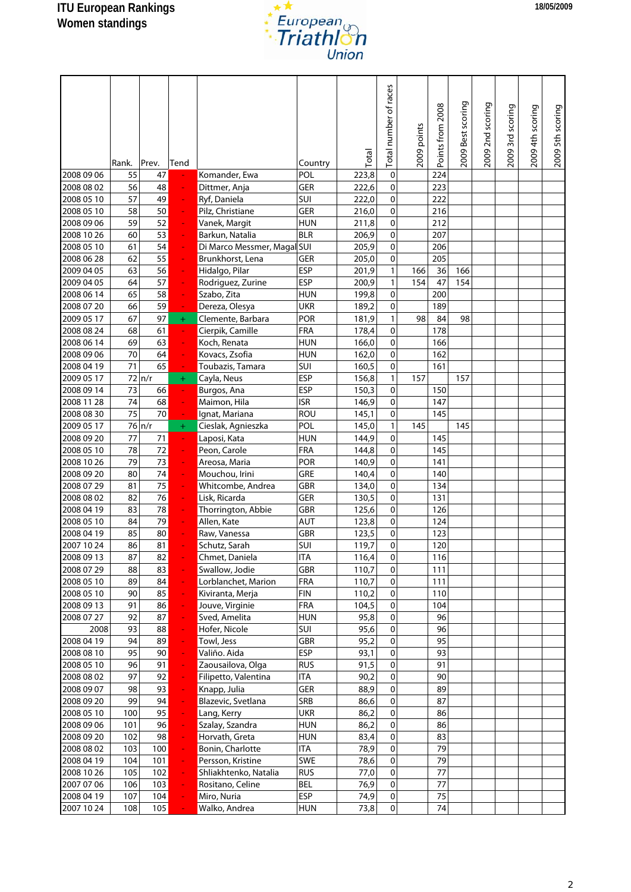# ITU European Rankings
## Women standings

18/05/2009

| | Rank. | Prev. | Tend | | Country | Total | Total number of races | 2009 points | Points from 2008 | 2009 Best scoring | 2009 2nd scoring | 2009 3rd scoring | 2009 4th scoring | 2009 5th scoring |
|---|---|---|---|---|---|---|---|---|---|---|---|---|---|---|
| 2008 09 06 | 55 | 47 | - | Komander, Ewa | POL | 223,8 | 0 | | 224 | | | | | |
| 2008 08 02 | 56 | 48 | - | Dittmer, Anja | GER | 222,6 | 0 | | 223 | | | | | |
| 2008 05 10 | 57 | 49 | - | Ryf, Daniela | SUI | 222,0 | 0 | | 222 | | | | | |
| 2008 05 10 | 58 | 50 | - | Pilz, Christiane | GER | 216,0 | 0 | | 216 | | | | | |
| 2008 09 06 | 59 | 52 | - | Vanek, Margit | HUN | 211,8 | 0 | | 212 | | | | | |
| 2008 10 26 | 60 | 53 | - | Barkun, Natalia | BLR | 206,9 | 0 | | 207 | | | | | |
| 2008 05 10 | 61 | 54 | - | Di Marco Messmer, Magal | SUI | 205,9 | 0 | | 206 | | | | | |
| 2008 06 28 | 62 | 55 | - | Brunkhorst, Lena | GER | 205,0 | 0 | | 205 | | | | | |
| 2009 04 05 | 63 | 56 | - | Hidalgo, Pilar | ESP | 201,9 | 1 | 166 | 36 | 166 | | | | |
| 2009 04 05 | 64 | 57 | - | Rodriguez, Zurine | ESP | 200,9 | 1 | 154 | 47 | 154 | | | | |
| 2008 06 14 | 65 | 58 | - | Szabo, Zita | HUN | 199,8 | 0 | | 200 | | | | | |
| 2008 07 20 | 66 | 59 | - | Dereza, Olesya | UKR | 189,2 | 0 | | 189 | | | | | |
| 2009 05 17 | 67 | 97 | + | Clemente, Barbara | POR | 181,9 | 1 | 98 | 84 | 98 | | | | |
| 2008 08 24 | 68 | 61 | - | Cierpik, Camille | FRA | 178,4 | 0 | | 178 | | | | | |
| 2008 06 14 | 69 | 63 | - | Koch, Renata | HUN | 166,0 | 0 | | 166 | | | | | |
| 2008 09 06 | 70 | 64 | - | Kovacs, Zsofia | HUN | 162,0 | 0 | | 162 | | | | | |
| 2008 04 19 | 71 | 65 | - | Toubazis, Tamara | SUI | 160,5 | 0 | | 161 | | | | | |
| 2009 05 17 | 72 | n/r | + | Cayla, Neus | ESP | 156,8 | 1 | 157 | | 157 | | | | |
| 2008 09 14 | 73 | 66 | - | Burgos, Ana | ESP | 150,3 | 0 | | 150 | | | | | |
| 2008 11 28 | 74 | 68 | - | Maimon, Hila | ISR | 146,9 | 0 | | 147 | | | | | |
| 2008 08 30 | 75 | 70 | - | Ignat, Mariana | ROU | 145,1 | 0 | | 145 | | | | | |
| 2009 05 17 | 76 | n/r | + | Cieslak, Agnieszka | POL | 145,0 | 1 | 145 | | 145 | | | | |
| 2008 09 20 | 77 | 71 | - | Laposi, Kata | HUN | 144,9 | 0 | | 145 | | | | | |
| 2008 05 10 | 78 | 72 | - | Peon, Carole | FRA | 144,8 | 0 | | 145 | | | | | |
| 2008 10 26 | 79 | 73 | - | Areosa, Maria | POR | 140,9 | 0 | | 141 | | | | | |
| 2008 09 20 | 80 | 74 | - | Mouchou, Irini | GRE | 140,4 | 0 | | 140 | | | | | |
| 2008 07 29 | 81 | 75 | - | Whitcombe, Andrea | GBR | 134,0 | 0 | | 134 | | | | | |
| 2008 08 02 | 82 | 76 | - | Lisk, Ricarda | GER | 130,5 | 0 | | 131 | | | | | |
| 2008 04 19 | 83 | 78 | - | Thorrington, Abbie | GBR | 125,6 | 0 | | 126 | | | | | |
| 2008 05 10 | 84 | 79 | - | Allen, Kate | AUT | 123,8 | 0 | | 124 | | | | | |
| 2008 04 19 | 85 | 80 | - | Raw, Vanessa | GBR | 123,5 | 0 | | 123 | | | | | |
| 2007 10 24 | 86 | 81 | - | Schutz, Sarah | SUI | 119,7 | 0 | | 120 | | | | | |
| 2008 09 13 | 87 | 82 | - | Chmet, Daniela | ITA | 116,4 | 0 | | 116 | | | | | |
| 2008 07 29 | 88 | 83 | - | Swallow, Jodie | GBR | 110,7 | 0 | | 111 | | | | | |
| 2008 05 10 | 89 | 84 | - | Lorblanchet, Marion | FRA | 110,7 | 0 | | 111 | | | | | |
| 2008 05 10 | 90 | 85 | - | Kiviranta, Merja | FIN | 110,2 | 0 | | 110 | | | | | |
| 2008 09 13 | 91 | 86 | - | Jouve, Virginie | FRA | 104,5 | 0 | | 104 | | | | | |
| 2008 07 27 | 92 | 87 | - | Sved, Amelita | HUN | 95,8 | 0 | | 96 | | | | | |
| 2008 | 93 | 88 | - | Hofer, Nicole | SUI | 95,6 | 0 | | 96 | | | | | |
| 2008 04 19 | 94 | 89 | - | Towl, Jess | GBR | 95,2 | 0 | | 95 | | | | | |
| 2008 08 10 | 95 | 90 | - | Valiño. Aida | ESP | 93,1 | 0 | | 93 | | | | | |
| 2008 05 10 | 96 | 91 | - | Zaousailova, Olga | RUS | 91,5 | 0 | | 91 | | | | | |
| 2008 08 02 | 97 | 92 | - | Filipetto, Valentina | ITA | 90,2 | 0 | | 90 | | | | | |
| 2008 09 07 | 98 | 93 | - | Knapp, Julia | GER | 88,9 | 0 | | 89 | | | | | |
| 2008 09 20 | 99 | 94 | - | Blazevic, Svetlana | SRB | 86,6 | 0 | | 87 | | | | | |
| 2008 05 10 | 100 | 95 | - | Lang, Kerry | UKR | 86,2 | 0 | | 86 | | | | | |
| 2008 09 06 | 101 | 96 | - | Szalay, Szandra | HUN | 86,2 | 0 | | 86 | | | | | |
| 2008 09 20 | 102 | 98 | - | Horvath, Greta | HUN | 83,4 | 0 | | 83 | | | | | |
| 2008 08 02 | 103 | 100 | - | Bonin, Charlotte | ITA | 78,9 | 0 | | 79 | | | | | |
| 2008 04 19 | 104 | 101 | - | Persson, Kristine | SWE | 78,6 | 0 | | 79 | | | | | |
| 2008 10 26 | 105 | 102 | - | Shliakhtenko, Natalia | RUS | 77,0 | 0 | | 77 | | | | | |
| 2007 07 06 | 106 | 103 | - | Rositano, Celine | BEL | 76,9 | 0 | | 77 | | | | | |
| 2008 04 19 | 107 | 104 | - | Miro, Nuria | ESP | 74,9 | 0 | | 75 | | | | | |
| 2007 10 24 | 108 | 105 | - | Walko, Andrea | HUN | 73,8 | 0 | | 74 | | | | | |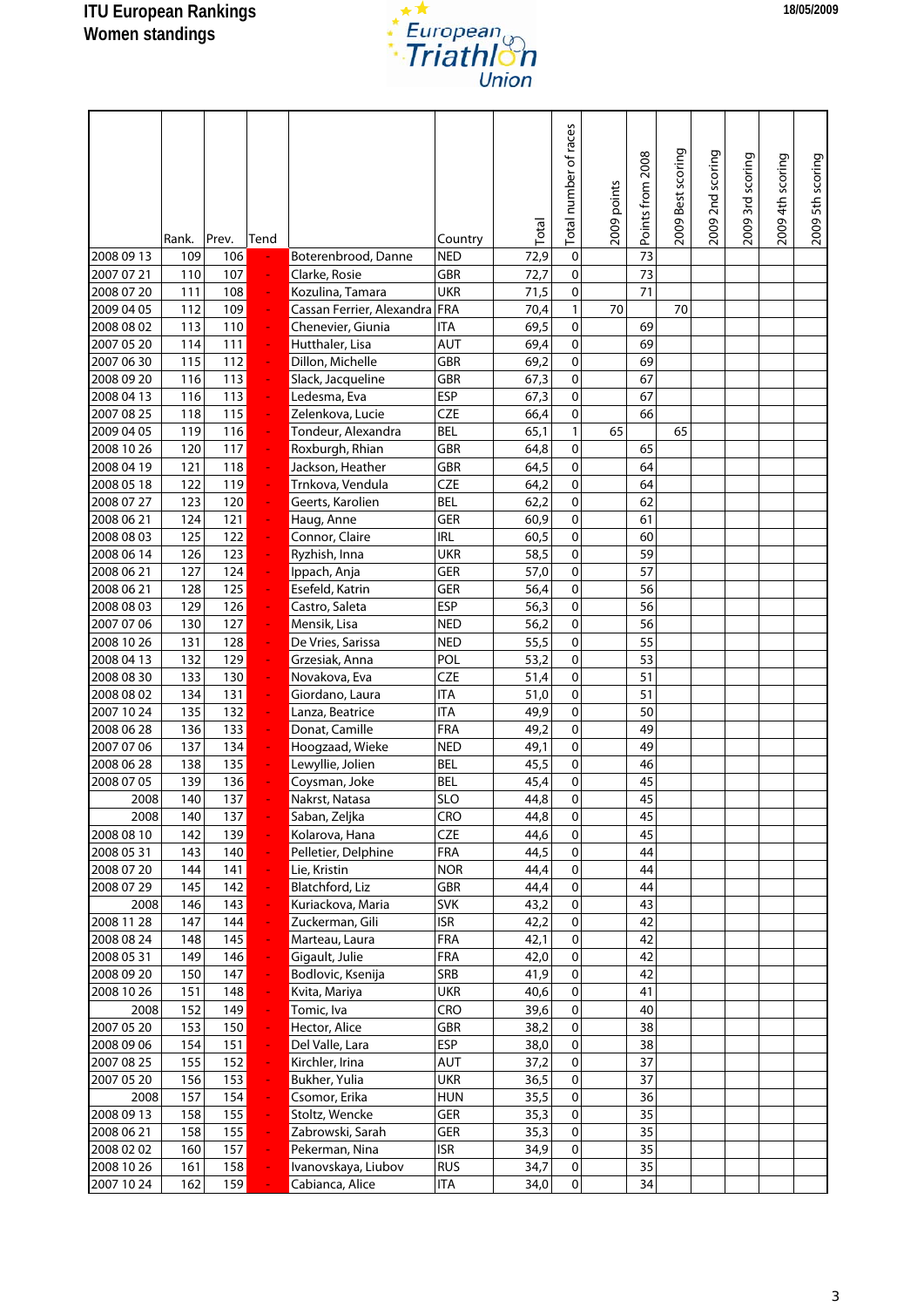# ITU European Rankings
## Women standings

18/05/2009

| | Rank. | Prev. | Tend | | Country | Total | Total number of races | 2009 points | Points from 2008 | 2009 Best scoring | 2009 2nd scoring | 2009 3rd scoring | 2009 4th scoring | 2009 5th scoring |
|---|---|---|---|---|---|---|---|---|---|---|---|---|---|---|
| 2008 09 13 | 109 | 106 | - | Boterenbrood, Danne | NED | 72,9 | 0 | | 73 | | | | | |
| 2007 07 21 | 110 | 107 | - | Clarke, Rosie | GBR | 72,7 | 0 | | 73 | | | | | |
| 2008 07 20 | 111 | 108 | - | Kozulina, Tamara | UKR | 71,5 | 0 | | 71 | | | | | |
| 2009 04 05 | 112 | 109 | - | Cassan Ferrier, Alexandra | FRA | 70,4 | 1 | 70 | | 70 | | | | |
| 2008 08 02 | 113 | 110 | - | Chenevier, Giunia | ITA | 69,5 | 0 | | 69 | | | | | |
| 2007 05 20 | 114 | 111 | - | Hutthaler, Lisa | AUT | 69,4 | 0 | | 69 | | | | | |
| 2007 06 30 | 115 | 112 | - | Dillon, Michelle | GBR | 69,2 | 0 | | 69 | | | | | |
| 2008 09 20 | 116 | 113 | - | Slack, Jacqueline | GBR | 67,3 | 0 | | 67 | | | | | |
| 2008 04 13 | 116 | 113 | - | Ledesma, Eva | ESP | 67,3 | 0 | | 67 | | | | | |
| 2007 08 25 | 118 | 115 | - | Zelenkova, Lucie | CZE | 66,4 | 0 | | 66 | | | | | |
| 2009 04 05 | 119 | 116 | - | Tondeur, Alexandra | BEL | 65,1 | 1 | 65 | | 65 | | | | |
| 2008 10 26 | 120 | 117 | - | Roxburgh, Rhian | GBR | 64,8 | 0 | | 65 | | | | | |
| 2008 04 19 | 121 | 118 | - | Jackson, Heather | GBR | 64,5 | 0 | | 64 | | | | | |
| 2008 05 18 | 122 | 119 | - | Trnkova, Vendula | CZE | 64,2 | 0 | | 64 | | | | | |
| 2008 07 27 | 123 | 120 | - | Geerts, Karolien | BEL | 62,2 | 0 | | 62 | | | | | |
| 2008 06 21 | 124 | 121 | - | Haug, Anne | GER | 60,9 | 0 | | 61 | | | | | |
| 2008 08 03 | 125 | 122 | - | Connor, Claire | IRL | 60,5 | 0 | | 60 | | | | | |
| 2008 06 14 | 126 | 123 | - | Ryzhish, Inna | UKR | 58,5 | 0 | | 59 | | | | | |
| 2008 06 21 | 127 | 124 | - | Ippach, Anja | GER | 57,0 | 0 | | 57 | | | | | |
| 2008 06 21 | 128 | 125 | - | Esefeld, Katrin | GER | 56,4 | 0 | | 56 | | | | | |
| 2008 08 03 | 129 | 126 | - | Castro, Saleta | ESP | 56,3 | 0 | | 56 | | | | | |
| 2007 07 06 | 130 | 127 | - | Mensik, Lisa | NED | 56,2 | 0 | | 56 | | | | | |
| 2008 10 26 | 131 | 128 | - | De Vries, Sarissa | NED | 55,5 | 0 | | 55 | | | | | |
| 2008 04 13 | 132 | 129 | - | Grzesiak, Anna | POL | 53,2 | 0 | | 53 | | | | | |
| 2008 08 30 | 133 | 130 | - | Novakova, Eva | CZE | 51,4 | 0 | | 51 | | | | | |
| 2008 08 02 | 134 | 131 | - | Giordano, Laura | ITA | 51,0 | 0 | | 51 | | | | | |
| 2007 10 24 | 135 | 132 | - | Lanza, Beatrice | ITA | 49,9 | 0 | | 50 | | | | | |
| 2008 06 28 | 136 | 133 | - | Donat, Camille | FRA | 49,2 | 0 | | 49 | | | | | |
| 2007 07 06 | 137 | 134 | - | Hoogzaad, Wieke | NED | 49,1 | 0 | | 49 | | | | | |
| 2008 06 28 | 138 | 135 | - | Lewyllie, Jolien | BEL | 45,5 | 0 | | 46 | | | | | |
| 2008 07 05 | 139 | 136 | - | Coysman, Joke | BEL | 45,4 | 0 | | 45 | | | | | |
| 2008 | 140 | 137 | - | Nakrst, Natasa | SLO | 44,8 | 0 | | 45 | | | | | |
| 2008 | 140 | 137 | - | Saban, Zeljka | CRO | 44,8 | 0 | | 45 | | | | | |
| 2008 08 10 | 142 | 139 | - | Kolarova, Hana | CZE | 44,6 | 0 | | 45 | | | | | |
| 2008 05 31 | 143 | 140 | - | Pelletier, Delphine | FRA | 44,5 | 0 | | 44 | | | | | |
| 2008 07 20 | 144 | 141 | - | Lie, Kristin | NOR | 44,4 | 0 | | 44 | | | | | |
| 2008 07 29 | 145 | 142 | - | Blatchford, Liz | GBR | 44,4 | 0 | | 44 | | | | | |
| 2008 | 146 | 143 | - | Kuriackova, Maria | SVK | 43,2 | 0 | | 43 | | | | | |
| 2008 11 28 | 147 | 144 | - | Zuckerman, Gili | ISR | 42,2 | 0 | | 42 | | | | | |
| 2008 08 24 | 148 | 145 | - | Marteau, Laura | FRA | 42,1 | 0 | | 42 | | | | | |
| 2008 05 31 | 149 | 146 | - | Gigault, Julie | FRA | 42,0 | 0 | | 42 | | | | | |
| 2008 09 20 | 150 | 147 | - | Bodlovic, Ksenija | SRB | 41,9 | 0 | | 42 | | | | | |
| 2008 10 26 | 151 | 148 | - | Kvita, Mariya | UKR | 40,6 | 0 | | 41 | | | | | |
| 2008 | 152 | 149 | - | Tomic, Iva | CRO | 39,6 | 0 | | 40 | | | | | |
| 2007 05 20 | 153 | 150 | - | Hector, Alice | GBR | 38,2 | 0 | | 38 | | | | | |
| 2008 09 06 | 154 | 151 | - | Del Valle, Lara | ESP | 38,0 | 0 | | 38 | | | | | |
| 2007 08 25 | 155 | 152 | - | Kirchler, Irina | AUT | 37,2 | 0 | | 37 | | | | | |
| 2007 05 20 | 156 | 153 | - | Bukher, Yulia | UKR | 36,5 | 0 | | 37 | | | | | |
| 2008 | 157 | 154 | - | Csomor, Erika | HUN | 35,5 | 0 | | 36 | | | | | |
| 2008 09 13 | 158 | 155 | - | Stoltz, Wencke | GER | 35,3 | 0 | | 35 | | | | | |
| 2008 06 21 | 158 | 155 | - | Zabrowski, Sarah | GER | 35,3 | 0 | | 35 | | | | | |
| 2008 02 02 | 160 | 157 | - | Pekerman, Nina | ISR | 34,9 | 0 | | 35 | | | | | |
| 2008 10 26 | 161 | 158 | - | Ivanovskaya, Liubov | RUS | 34,7 | 0 | | 35 | | | | | |
| 2007 10 24 | 162 | 159 | - | Cabianca, Alice | ITA | 34,0 | 0 | | 34 | | | | | |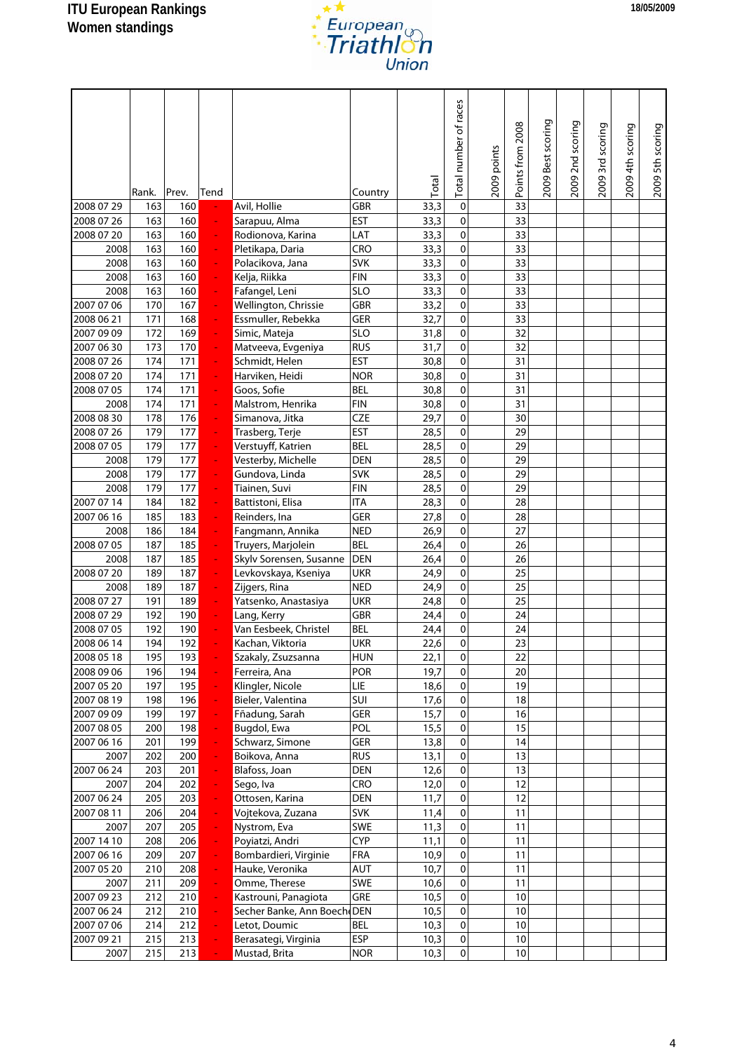# ITU European Rankings
## Women standings

18/05/2009

European Triathlon Union

| | Rank. | Prev. | Tend | | Country | Total | Total number of races | 2009 points | Points from 2008 | 2009 Best scoring | 2009 2nd scoring | 2009 3rd scoring | 2009 4th scoring | 2009 5th scoring |
|---|---|---|---|---|---|---|---|---|---|---|---|---|---|---|
| 2008 07 29 | 163 | 160 | - | Avil, Hollie | GBR | 33,3 | 0 | | 33 | | | | | |
| 2008 07 26 | 163 | 160 | - | Sarapuu, Alma | EST | 33,3 | 0 | | 33 | | | | | |
| 2008 07 20 | 163 | 160 | - | Rodionova, Karina | LAT | 33,3 | 0 | | 33 | | | | | |
| 2008 | 163 | 160 | - | Pletikapa, Daria | CRO | 33,3 | 0 | | 33 | | | | | |
| 2008 | 163 | 160 | - | Polacikova, Jana | SVK | 33,3 | 0 | | 33 | | | | | |
| 2008 | 163 | 160 | - | Kelja, Riikka | FIN | 33,3 | 0 | | 33 | | | | | |
| 2008 | 163 | 160 | - | Fafangel, Leni | SLO | 33,3 | 0 | | 33 | | | | | |
| 2007 07 06 | 170 | 167 | - | Wellington, Chrissie | GBR | 33,2 | 0 | | 33 | | | | | |
| 2008 06 21 | 171 | 168 | - | Essmuller, Rebekka | GER | 32,7 | 0 | | 33 | | | | | |
| 2007 09 09 | 172 | 169 | - | Simic, Mateja | SLO | 31,8 | 0 | | 32 | | | | | |
| 2007 06 30 | 173 | 170 | - | Matveeva, Evgeniya | RUS | 31,7 | 0 | | 32 | | | | | |
| 2008 07 26 | 174 | 171 | - | Schmidt, Helen | EST | 30,8 | 0 | | 31 | | | | | |
| 2008 07 20 | 174 | 171 | - | Harviken, Heidi | NOR | 30,8 | 0 | | 31 | | | | | |
| 2008 07 05 | 174 | 171 | - | Goos, Sofie | BEL | 30,8 | 0 | | 31 | | | | | |
| 2008 | 174 | 171 | - | Malstrom, Henrika | FIN | 30,8 | 0 | | 31 | | | | | |
| 2008 08 30 | 178 | 176 | - | Simanova, Jitka | CZE | 29,7 | 0 | | 30 | | | | | |
| 2008 07 26 | 179 | 177 | - | Trasberg, Terje | EST | 28,5 | 0 | | 29 | | | | | |
| 2008 07 05 | 179 | 177 | - | Verstuyff, Katrien | BEL | 28,5 | 0 | | 29 | | | | | |
| 2008 | 179 | 177 | - | Vesterby, Michelle | DEN | 28,5 | 0 | | 29 | | | | | |
| 2008 | 179 | 177 | - | Gundova, Linda | SVK | 28,5 | 0 | | 29 | | | | | |
| 2008 | 179 | 177 | - | Tiainen, Suvi | FIN | 28,5 | 0 | | 29 | | | | | |
| 2007 07 14 | 184 | 182 | - | Battistoni, Elisa | ITA | 28,3 | 0 | | 28 | | | | | |
| 2007 06 16 | 185 | 183 | - | Reinders, Ina | GER | 27,8 | 0 | | 28 | | | | | |
| 2008 | 186 | 184 | - | Fangmann, Annika | NED | 26,9 | 0 | | 27 | | | | | |
| 2008 07 05 | 187 | 185 | - | Truyers, Marjolein | BEL | 26,4 | 0 | | 26 | | | | | |
| 2008 | 187 | 185 | - | Skylv Sorensen, Susanne | DEN | 26,4 | 0 | | 26 | | | | | |
| 2008 07 20 | 189 | 187 | - | Levkovskaya, Kseniya | UKR | 24,9 | 0 | | 25 | | | | | |
| 2008 | 189 | 187 | - | Zijgers, Rina | NED | 24,9 | 0 | | 25 | | | | | |
| 2008 07 27 | 191 | 189 | - | Yatsenko, Anastasiya | UKR | 24,8 | 0 | | 25 | | | | | |
| 2008 07 29 | 192 | 190 | - | Lang, Kerry | GBR | 24,4 | 0 | | 24 | | | | | |
| 2008 07 05 | 192 | 190 | - | Van Eesbeek, Christel | BEL | 24,4 | 0 | | 24 | | | | | |
| 2008 06 14 | 194 | 192 | - | Kachan, Viktoria | UKR | 22,6 | 0 | | 23 | | | | | |
| 2008 05 18 | 195 | 193 | - | Szakaly, Zsuzsanna | HUN | 22,1 | 0 | | 22 | | | | | |
| 2008 09 06 | 196 | 194 | - | Ferreira, Ana | POR | 19,7 | 0 | | 20 | | | | | |
| 2007 05 20 | 197 | 195 | - | Klingler, Nicole | LIE | 18,6 | 0 | | 19 | | | | | |
| 2007 08 19 | 198 | 196 | - | Bieler, Valentina | SUI | 17,6 | 0 | | 18 | | | | | |
| 2007 09 09 | 199 | 197 | - | Fňadung, Sarah | GER | 15,7 | 0 | | 16 | | | | | |
| 2007 08 05 | 200 | 198 | - | Bugdol, Ewa | POL | 15,5 | 0 | | 15 | | | | | |
| 2007 06 16 | 201 | 199 | - | Schwarz, Simone | GER | 13,8 | 0 | | 14 | | | | | |
| 2007 | 202 | 200 | - | Boikova, Anna | RUS | 13,1 | 0 | | 13 | | | | | |
| 2007 06 24 | 203 | 201 | - | Blafoss, Joan | DEN | 12,6 | 0 | | 13 | | | | | |
| 2007 | 204 | 202 | - | Sego, Iva | CRO | 12,0 | 0 | | 12 | | | | | |
| 2007 06 24 | 205 | 203 | - | Ottosen, Karina | DEN | 11,7 | 0 | | 12 | | | | | |
| 2007 08 11 | 206 | 204 | - | Vojtekova, Zuzana | SVK | 11,4 | 0 | | 11 | | | | | |
| 2007 | 207 | 205 | - | Nystrom, Eva | SWE | 11,3 | 0 | | 11 | | | | | |
| 2007 14 10 | 208 | 206 | - | Poyiatzi, Andri | CYP | 11,1 | 0 | | 11 | | | | | |
| 2007 06 16 | 209 | 207 | - | Bombardieri, Virginie | FRA | 10,9 | 0 | | 11 | | | | | |
| 2007 05 20 | 210 | 208 | - | Hauke, Veronika | AUT | 10,7 | 0 | | 11 | | | | | |
| 2007 | 211 | 209 | - | Omme, Therese | SWE | 10,6 | 0 | | 11 | | | | | |
| 2007 09 23 | 212 | 210 | - | Kastrouni, Panagiota | GRE | 10,5 | 0 | | 10 | | | | | |
| 2007 06 24 | 212 | 210 | - | Secher Banke, Ann Boeche | DEN | 10,5 | 0 | | 10 | | | | | |
| 2007 07 06 | 214 | 212 | - | Letot, Doumic | BEL | 10,3 | 0 | | 10 | | | | | |
| 2007 09 21 | 215 | 213 | - | Berasategi, Virginia | ESP | 10,3 | 0 | | 10 | | | | | |
| 2007 | 215 | 213 | - | Mustad, Brita | NOR | 10,3 | 0 | | 10 | | | | | |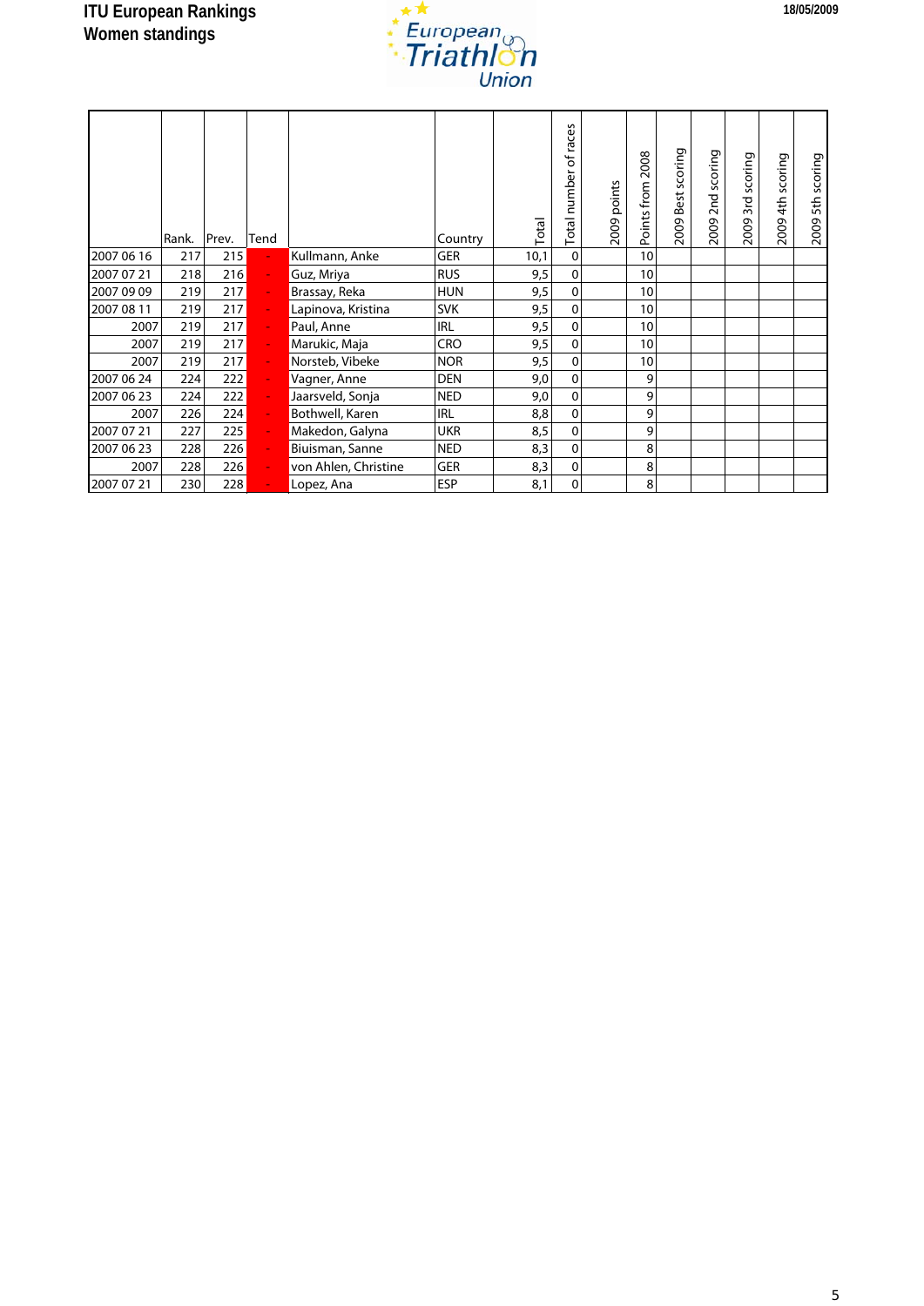# ITU European Rankings
## Women standings

18/05/2009

| | Rank. | Prev. | Tend | | Country | Total | Total number of races | 2009 points | Points from 2008 | 2009 Best scoring | 2009 2nd scoring | 2009 3rd scoring | 2009 4th scoring | 2009 5th scoring |
|---|---|---|---|---|---|---|---|---|---|---|---|---|---|---|
| 2007 06 16 | 217 | 215 | - | Kullmann, Anke | GER | 10,1 | 0 | | 10 | | | | | |
| 2007 07 21 | 218 | 216 | - | Guz, Mriya | RUS | 9,5 | 0 | | 10 | | | | | |
| 2007 09 09 | 219 | 217 | - | Brassay, Reka | HUN | 9,5 | 0 | | 10 | | | | | |
| 2007 08 11 | 219 | 217 | - | Lapinova, Kristina | SVK | 9,5 | 0 | | 10 | | | | | |
| 2007 | 219 | 217 | - | Paul, Anne | IRL | 9,5 | 0 | | 10 | | | | | |
| 2007 | 219 | 217 | - | Marukic, Maja | CRO | 9,5 | 0 | | 10 | | | | | |
| 2007 | 219 | 217 | - | Norsteb, Vibeke | NOR | 9,5 | 0 | | 10 | | | | | |
| 2007 06 24 | 224 | 222 | - | Vagner, Anne | DEN | 9,0 | 0 | | 9 | | | | | |
| 2007 06 23 | 224 | 222 | - | Jaarsveld, Sonja | NED | 9,0 | 0 | | 9 | | | | | |
| 2007 | 226 | 224 | - | Bothwell, Karen | IRL | 8,8 | 0 | | 9 | | | | | |
| 2007 07 21 | 227 | 225 | - | Makedon, Galyna | UKR | 8,5 | 0 | | 9 | | | | | |
| 2007 06 23 | 228 | 226 | - | Biuisman, Sanne | NED | 8,3 | 0 | | 8 | | | | | |
| 2007 | 228 | 226 | - | von Ahlen, Christine | GER | 8,3 | 0 | | 8 | | | | | |
| 2007 07 21 | 230 | 228 | - | Lopez, Ana | ESP | 8,1 | 0 | | 8 | | | | | |